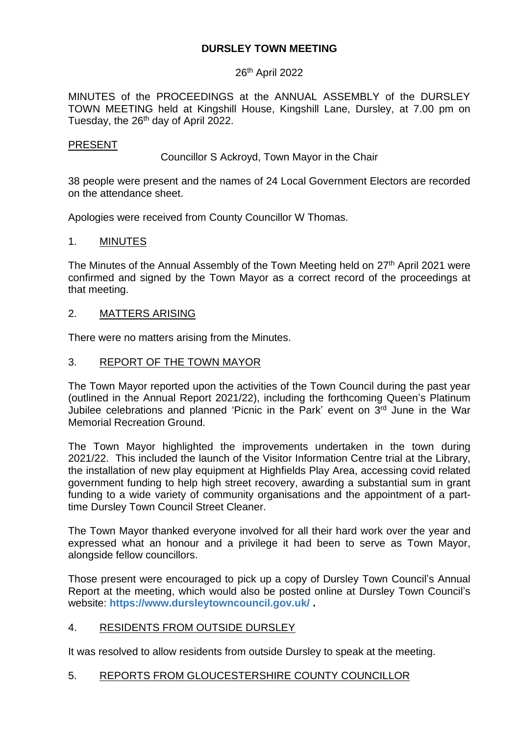# DURSLEY TOWN MEETING

26th April 2022

MINUTES of the PROCEEDINGS at the ANNUAL ASSEMBLY of the DURSLEY TOWN MEETING held at Kingshill House, Kingshill Lane, Dursley, at 7.00 pm on Tuesday, the 26th day of April 2022.

## PRESENT

Councillor S Ackroyd, Town Mayor in the Chair

38 people were present and the names of 24 Local Government Electors are recorded on the attendance sheet.

Apologies were received from County Councillor W Thomas.

## 1. MINUTES

The Minutes of the Annual Assembly of the Town Meeting held on 27th April 2021 were confirmed and signed by the Town Mayor as a correct record of the proceedings at that meeting.

## 2. MATTERS ARISING

There were no matters arising from the Minutes.

## 3. REPORT OF THE TOWN MAYOR

The Town Mayor reported upon the activities of the Town Council during the past year (outlined in the Annual Report 2021/22), including the forthcoming Queen's Platinum Jubilee celebrations and planned 'Picnic in the Park' event on 3rd June in the War Memorial Recreation Ground.

The Town Mayor highlighted the improvements undertaken in the town during 2021/22. This included the launch of the Visitor Information Centre trial at the Library, the installation of new play equipment at Highfields Play Area, accessing covid related government funding to help high street recovery, awarding a substantial sum in grant funding to a wide variety of community organisations and the appointment of a part-time Dursley Town Council Street Cleaner.

The Town Mayor thanked everyone involved for all their hard work over the year and expressed what an honour and a privilege it had been to serve as Town Mayor, alongside fellow councillors.

Those present were encouraged to pick up a copy of Dursley Town Council's Annual Report at the meeting, which would also be posted online at Dursley Town Council's website: **https://www.dursleytowncouncil.gov.uk/** .

## 4. RESIDENTS FROM OUTSIDE DURSLEY

It was resolved to allow residents from outside Dursley to speak at the meeting.

## 5. REPORTS FROM GLOUCESTERSHIRE COUNTY COUNCILLOR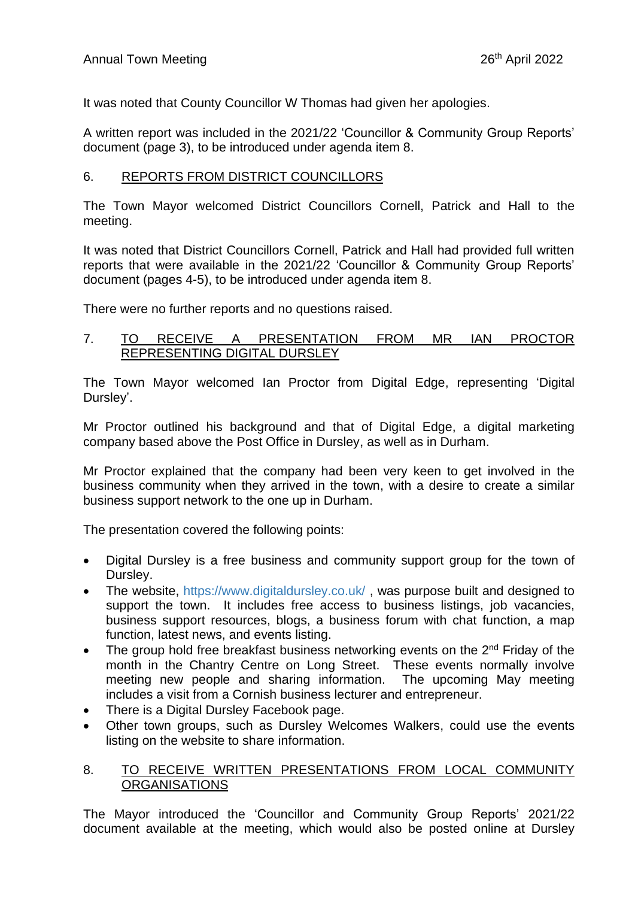It was noted that County Councillor W Thomas had given her apologies.

A written report was included in the 2021/22 'Councillor & Community Group Reports' document (page 3), to be introduced under agenda item 8.

## 6. REPORTS FROM DISTRICT COUNCILLORS

The Town Mayor welcomed District Councillors Cornell, Patrick and Hall to the meeting.

It was noted that District Councillors Cornell, Patrick and Hall had provided full written reports that were available in the 2021/22 'Councillor & Community Group Reports' document (pages 4-5), to be introduced under agenda item 8.

There were no further reports and no questions raised.

## 7. TO RECEIVE A PRESENTATION FROM MR IAN PROCTOR REPRESENTING DIGITAL DURSLEY

The Town Mayor welcomed Ian Proctor from Digital Edge, representing 'Digital Dursley'.

Mr Proctor outlined his background and that of Digital Edge, a digital marketing company based above the Post Office in Dursley, as well as in Durham.

Mr Proctor explained that the company had been very keen to get involved in the business community when they arrived in the town, with a desire to create a similar business support network to the one up in Durham.

The presentation covered the following points:

- Digital Dursley is a free business and community support group for the town of Dursley.
- The website, https://www.digitaldursley.co.uk/ , was purpose built and designed to support the town. It includes free access to business listings, job vacancies, business support resources, blogs, a business forum with chat function, a map function, latest news, and events listing.
- The group hold free breakfast business networking events on the 2nd Friday of the month in the Chantry Centre on Long Street. These events normally involve meeting new people and sharing information. The upcoming May meeting includes a visit from a Cornish business lecturer and entrepreneur.
- There is a Digital Dursley Facebook page.
- Other town groups, such as Dursley Welcomes Walkers, could use the events listing on the website to share information.

## 8. TO RECEIVE WRITTEN PRESENTATIONS FROM LOCAL COMMUNITY ORGANISATIONS

The Mayor introduced the 'Councillor and Community Group Reports' 2021/22 document available at the meeting, which would also be posted online at Dursley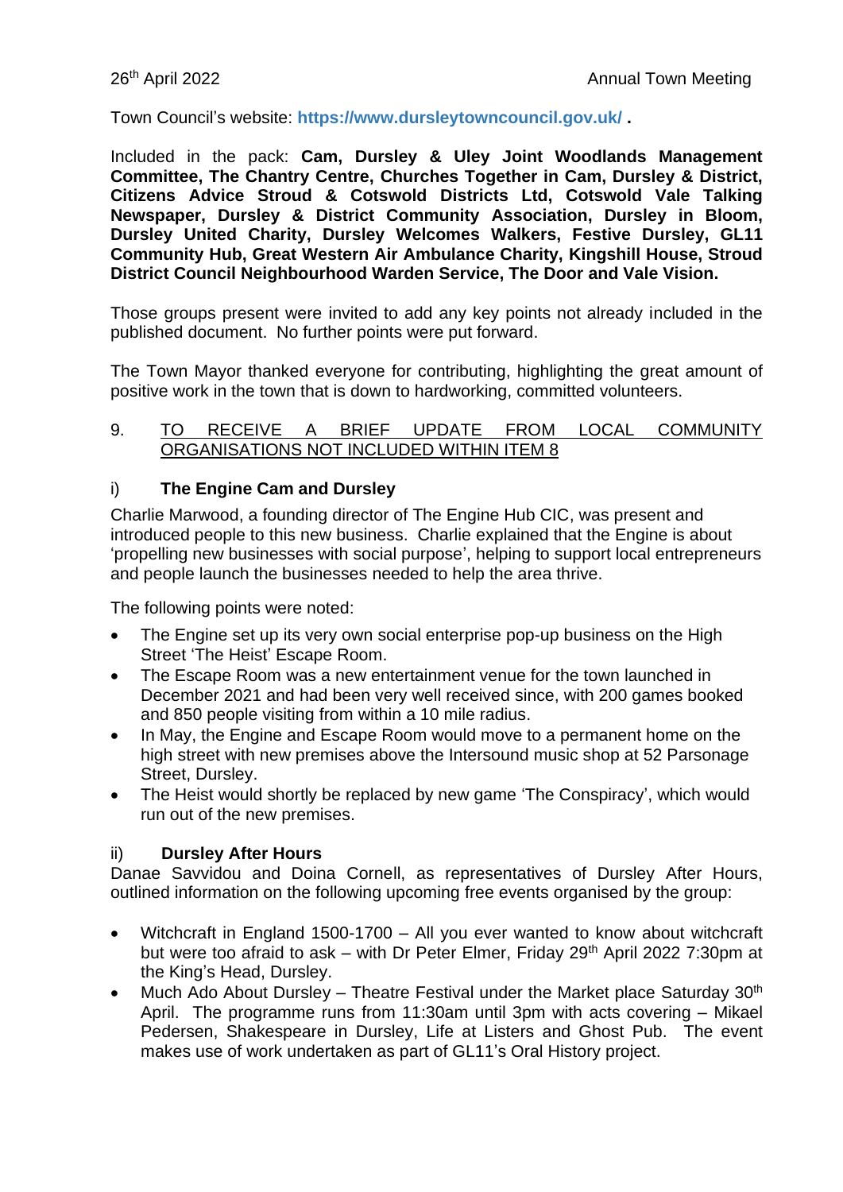Town Council's website: **https://www.dursleytowncouncil.gov.uk/ .**

Included in the pack: **Cam, Dursley & Uley Joint Woodlands Management Committee, The Chantry Centre, Churches Together in Cam, Dursley & District, Citizens Advice Stroud & Cotswold Districts Ltd, Cotswold Vale Talking Newspaper, Dursley & District Community Association, Dursley in Bloom, Dursley United Charity, Dursley Welcomes Walkers, Festive Dursley, GL11 Community Hub, Great Western Air Ambulance Charity, Kingshill House, Stroud District Council Neighbourhood Warden Service, The Door and Vale Vision.**

Those groups present were invited to add any key points not already included in the published document. No further points were put forward.

The Town Mayor thanked everyone for contributing, highlighting the great amount of positive work in the town that is down to hardworking, committed volunteers.

9. TO RECEIVE A BRIEF UPDATE FROM LOCAL COMMUNITY ORGANISATIONS NOT INCLUDED WITHIN ITEM 8

i) **The Engine Cam and Dursley**

Charlie Marwood, a founding director of The Engine Hub CIC, was present and introduced people to this new business. Charlie explained that the Engine is about 'propelling new businesses with social purpose', helping to support local entrepreneurs and people launch the businesses needed to help the area thrive.

The following points were noted:

- The Engine set up its very own social enterprise pop-up business on the High Street 'The Heist' Escape Room.
- The Escape Room was a new entertainment venue for the town launched in December 2021 and had been very well received since, with 200 games booked and 850 people visiting from within a 10 mile radius.
- In May, the Engine and Escape Room would move to a permanent home on the high street with new premises above the Intersound music shop at 52 Parsonage Street, Dursley.
- The Heist would shortly be replaced by new game 'The Conspiracy', which would run out of the new premises.

ii) **Dursley After Hours**

Danae Savvidou and Doina Cornell, as representatives of Dursley After Hours, outlined information on the following upcoming free events organised by the group:

- Witchcraft in England 1500-1700 – All you ever wanted to know about witchcraft but were too afraid to ask – with Dr Peter Elmer, Friday 29th April 2022 7:30pm at the King's Head, Dursley.
- Much Ado About Dursley – Theatre Festival under the Market place Saturday 30th April. The programme runs from 11:30am until 3pm with acts covering – Mikael Pedersen, Shakespeare in Dursley, Life at Listers and Ghost Pub. The event makes use of work undertaken as part of GL11's Oral History project.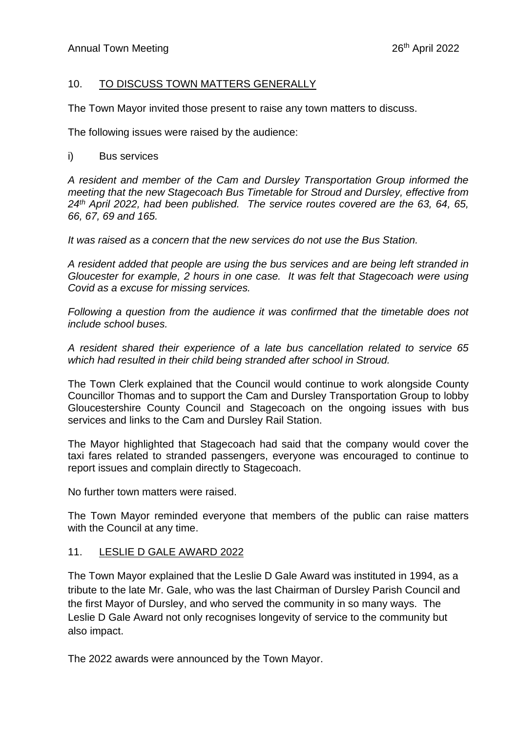## 10. TO DISCUSS TOWN MATTERS GENERALLY

The Town Mayor invited those present to raise any town matters to discuss.

The following issues were raised by the audience:

i) Bus services

*A resident and member of the Cam and Dursley Transportation Group informed the meeting that the new Stagecoach Bus Timetable for Stroud and Dursley, effective from 24th April 2022, had been published. The service routes covered are the 63, 64, 65, 66, 67, 69 and 165.*

*It was raised as a concern that the new services do not use the Bus Station.*

*A resident added that people are using the bus services and are being left stranded in Gloucester for example, 2 hours in one case. It was felt that Stagecoach were using Covid as a excuse for missing services.*

*Following a question from the audience it was confirmed that the timetable does not include school buses.*

*A resident shared their experience of a late bus cancellation related to service 65 which had resulted in their child being stranded after school in Stroud.*

The Town Clerk explained that the Council would continue to work alongside County Councillor Thomas and to support the Cam and Dursley Transportation Group to lobby Gloucestershire County Council and Stagecoach on the ongoing issues with bus services and links to the Cam and Dursley Rail Station.

The Mayor highlighted that Stagecoach had said that the company would cover the taxi fares related to stranded passengers, everyone was encouraged to continue to report issues and complain directly to Stagecoach.

No further town matters were raised.

The Town Mayor reminded everyone that members of the public can raise matters with the Council at any time.

## 11. LESLIE D GALE AWARD 2022

The Town Mayor explained that the Leslie D Gale Award was instituted in 1994, as a tribute to the late Mr. Gale, who was the last Chairman of Dursley Parish Council and the first Mayor of Dursley, and who served the community in so many ways. The Leslie D Gale Award not only recognises longevity of service to the community but also impact.

The 2022 awards were announced by the Town Mayor.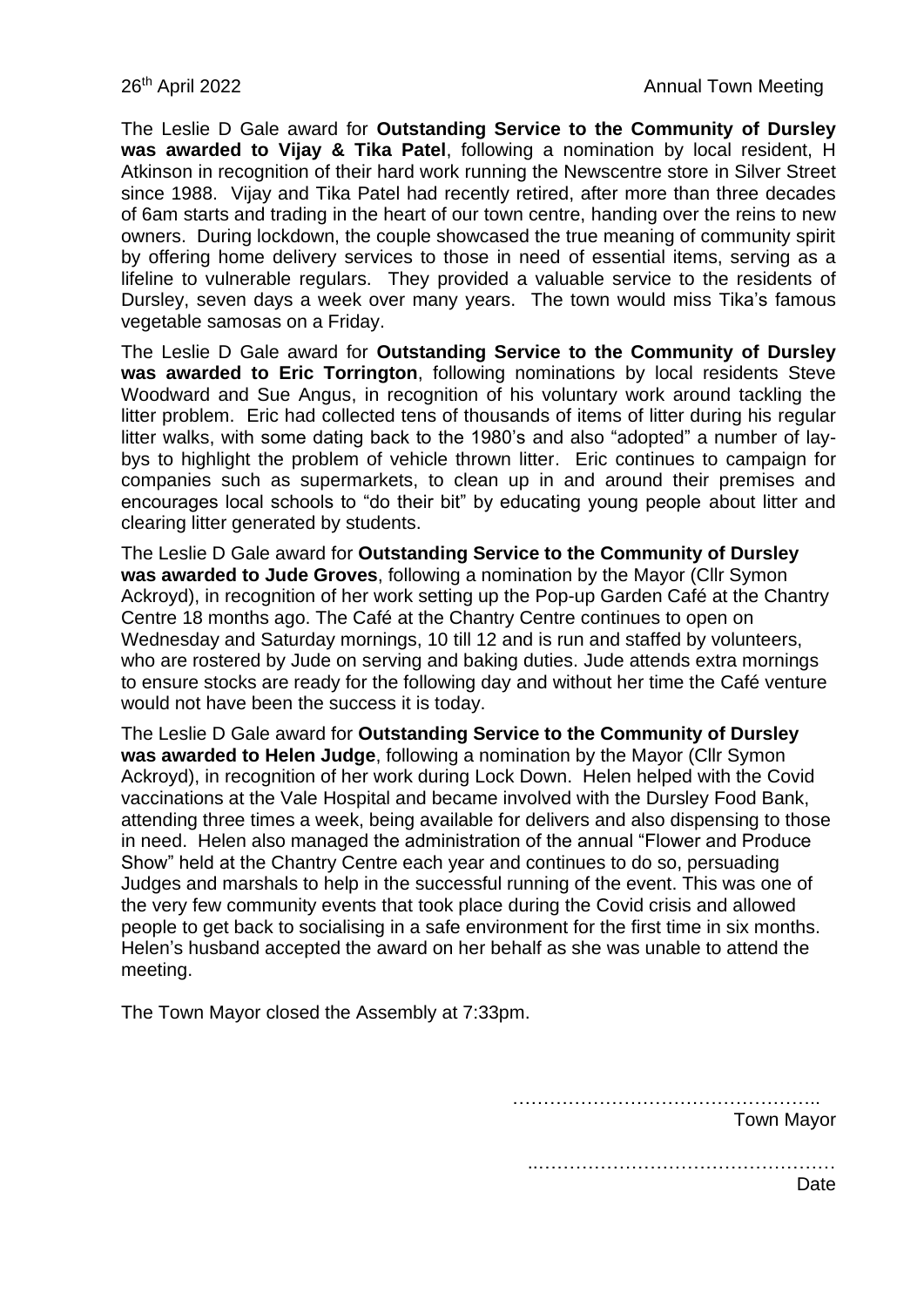The Leslie D Gale award for **Outstanding Service to the Community of Dursley was awarded to Vijay & Tika Patel**, following a nomination by local resident, H Atkinson in recognition of their hard work running the Newscentre store in Silver Street since 1988. Vijay and Tika Patel had recently retired, after more than three decades of 6am starts and trading in the heart of our town centre, handing over the reins to new owners. During lockdown, the couple showcased the true meaning of community spirit by offering home delivery services to those in need of essential items, serving as a lifeline to vulnerable regulars. They provided a valuable service to the residents of Dursley, seven days a week over many years. The town would miss Tika's famous vegetable samosas on a Friday.

The Leslie D Gale award for **Outstanding Service to the Community of Dursley was awarded to Eric Torrington**, following nominations by local residents Steve Woodward and Sue Angus, in recognition of his voluntary work around tackling the litter problem. Eric had collected tens of thousands of items of litter during his regular litter walks, with some dating back to the 1980's and also "adopted" a number of lay-bys to highlight the problem of vehicle thrown litter. Eric continues to campaign for companies such as supermarkets, to clean up in and around their premises and encourages local schools to "do their bit" by educating young people about litter and clearing litter generated by students.

The Leslie D Gale award for **Outstanding Service to the Community of Dursley was awarded to Jude Groves**, following a nomination by the Mayor (Cllr Symon Ackroyd), in recognition of her work setting up the Pop-up Garden Café at the Chantry Centre 18 months ago. The Café at the Chantry Centre continues to open on Wednesday and Saturday mornings, 10 till 12 and is run and staffed by volunteers, who are rostered by Jude on serving and baking duties. Jude attends extra mornings to ensure stocks are ready for the following day and without her time the Café venture would not have been the success it is today.

The Leslie D Gale award for **Outstanding Service to the Community of Dursley was awarded to Helen Judge**, following a nomination by the Mayor (Cllr Symon Ackroyd), in recognition of her work during Lock Down. Helen helped with the Covid vaccinations at the Vale Hospital and became involved with the Dursley Food Bank, attending three times a week, being available for delivers and also dispensing to those in need. Helen also managed the administration of the annual "Flower and Produce Show" held at the Chantry Centre each year and continues to do so, persuading Judges and marshals to help in the successful running of the event. This was one of the very few community events that took place during the Covid crisis and allowed people to get back to socialising in a safe environment for the first time in six months. Helen's husband accepted the award on her behalf as she was unable to attend the meeting.

The Town Mayor closed the Assembly at 7:33pm.

…………………………………………..
Town Mayor

..…………………………………………
Date